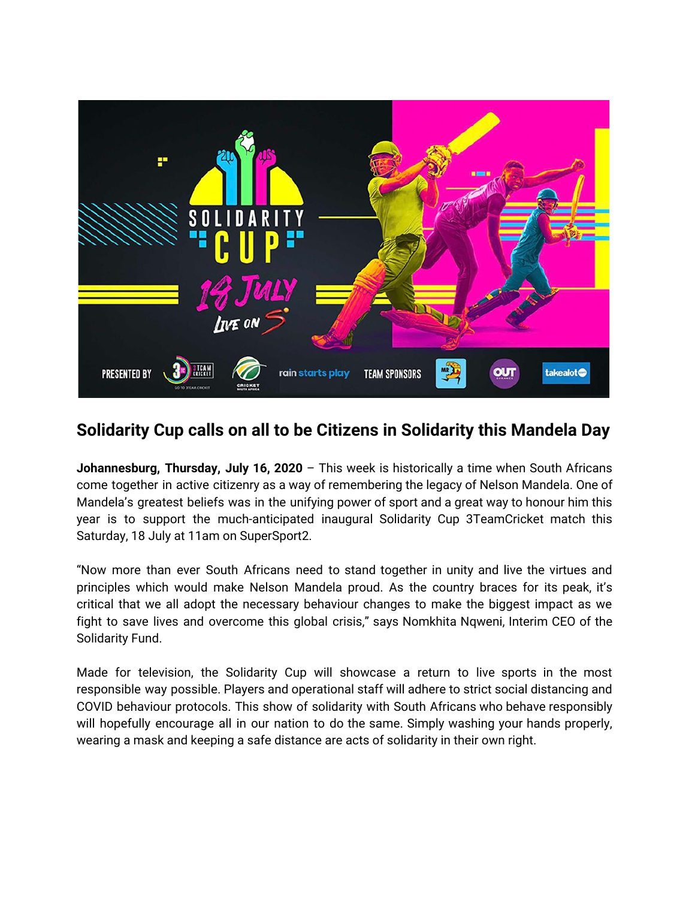## Solidarity Cup calls on all to be Citizens in Solidarity this Mandela Day

**Johannesburg, Thursday, July 16, 2020** – This week is historically a time when South Africans come together in active citizenry as a way of remembering the legacy of Nelson Mandela. One of Mandela's greatest beliefs was in the unifying power of sport and a great way to honour him this year is to support the much-anticipated inaugural Solidarity Cup 3TeamCricket match this Saturday, 18 July at 11am on SuperSport2.

"Now more than ever South Africans need to stand together in unity and live the virtues and principles which would make Nelson Mandela proud. As the country braces for its peak, it's critical that we all adopt the necessary behaviour changes to make the biggest impact as we fight to save lives and overcome this global crisis," says Nomkhita Nqweni, Interim CEO of the Solidarity Fund.

Made for television, the Solidarity Cup will showcase a return to live sports in the most responsible way possible. Players and operational staff will adhere to strict social distancing and COVID behaviour protocols. This show of solidarity with South Africans who behave responsibly will hopefully encourage all in our nation to do the same. Simply washing your hands properly, wearing a mask and keeping a safe distance are acts of solidarity in their own right.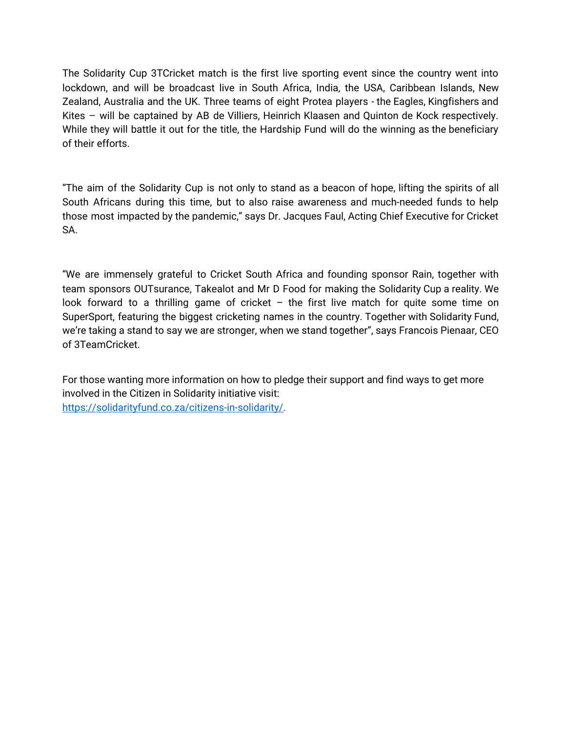The Solidarity Cup 3TCricket match is the first live sporting event since the country went into lockdown, and will be broadcast live in South Africa, India, the USA, Caribbean Islands, New Zealand, Australia and the UK. Three teams of eight Protea players - the Eagles, Kingfishers and Kites – will be captained by AB de Villiers, Heinrich Klaasen and Quinton de Kock respectively. While they will battle it out for the title, the Hardship Fund will do the winning as the beneficiary of their efforts.

“The aim of the Solidarity Cup is not only to stand as a beacon of hope, lifting the spirits of all South Africans during this time, but to also raise awareness and much-needed funds to help those most impacted by the pandemic,” says Dr. Jacques Faul, Acting Chief Executive for Cricket SA.

“We are immensely grateful to Cricket South Africa and founding sponsor Rain, together with team sponsors OUTsurance, Takealot and Mr D Food for making the Solidarity Cup a reality. We look forward to a thrilling game of cricket – the first live match for quite some time on SuperSport, featuring the biggest cricketing names in the country. Together with Solidarity Fund, we’re taking a stand to say we are stronger, when we stand together”, says Francois Pienaar, CEO of 3TeamCricket.

For those wanting more information on how to pledge their support and find ways to get more involved in the Citizen in Solidarity initiative visit: [https://solidarityfund.co.za/citizens-in-solidarity/](https://solidarityfund.co.za/citizens-in-solidarity/).